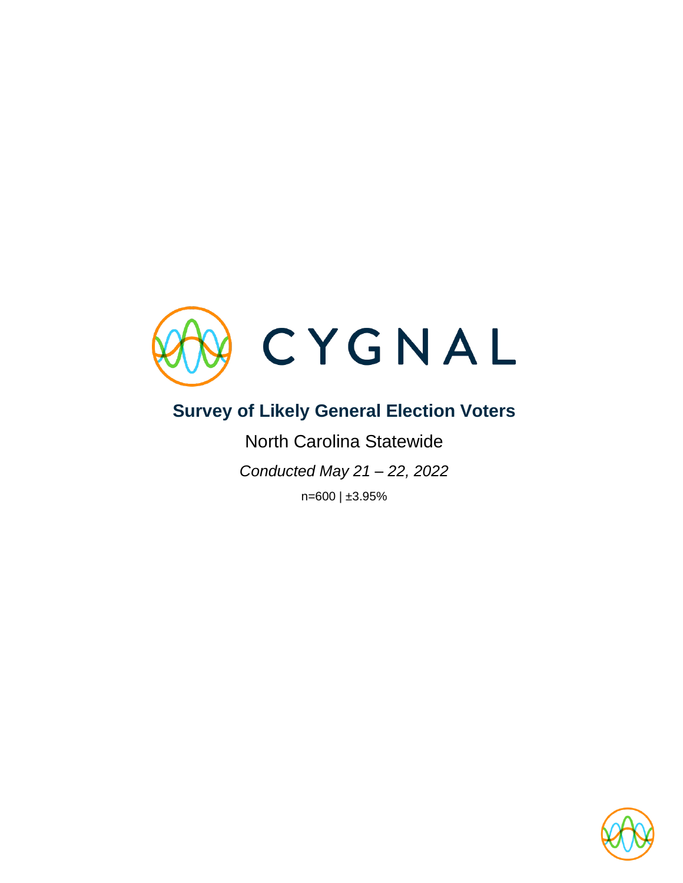# CYGNAL

## Survey of Likely General Election Voters

North Carolina Statewide

*Conducted May 21 – 22, 2022*

n=600 | ±3.95%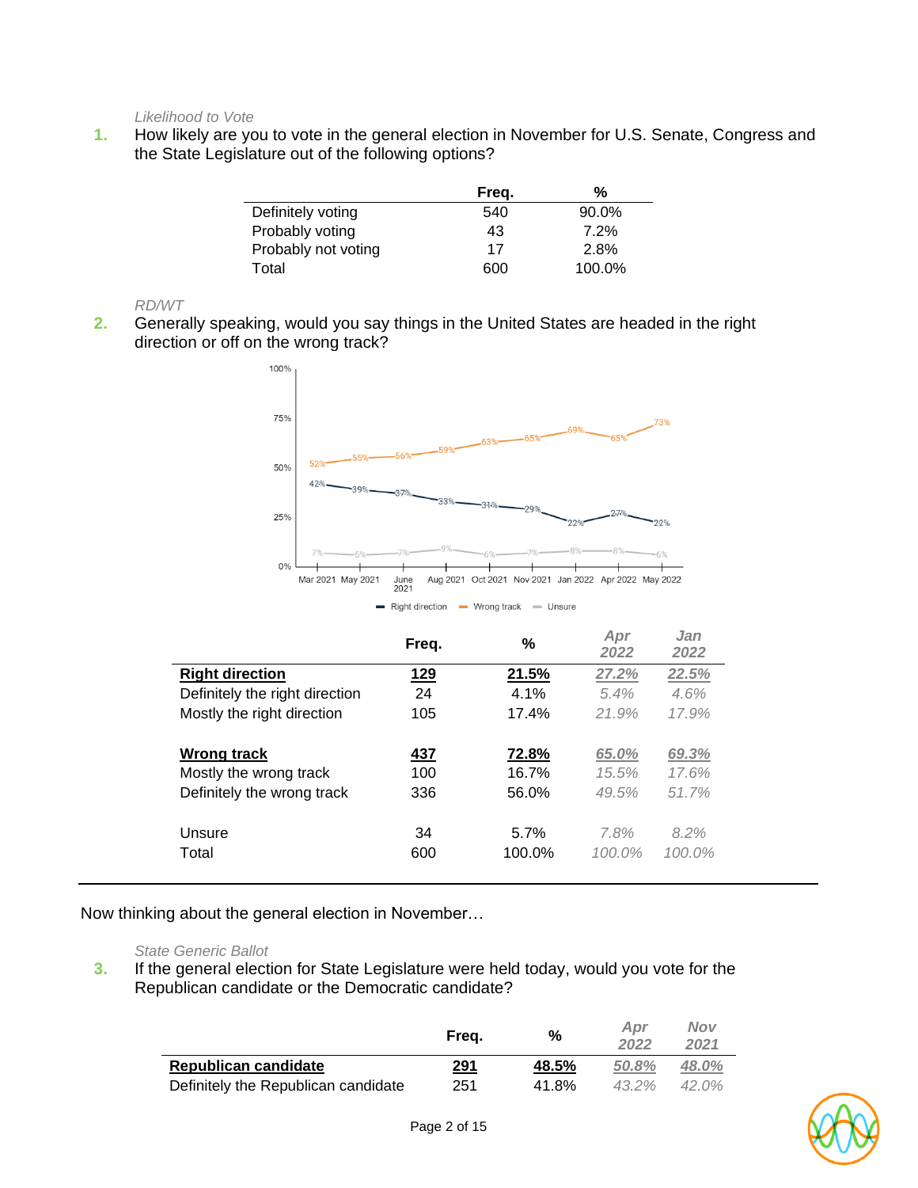*Likelihood to Vote*

**1.** How likely are you to vote in the general election in November for U.S. Senate, Congress and the State Legislature out of the following options?

| | Freq. | % |
|---|---|---|
| Definitely voting | 540 | 90.0% |
| Probably voting | 43 | 7.2% |
| Probably not voting | 17 | 2.8% |
| Total | 600 | 100.0% |

*RD/WT*

**2.** Generally speaking, would you say things in the United States are headed in the right direction or off on the wrong track?

| | Mar 2021 | May 2021 | June 2021 | Aug 2021 | Oct 2021 | Nov 2021 | Jan 2022 | Apr 2022 | May 2022 |
|---|---|---|---|---|---|---|---|---|---|
| Right direction | 42% | 39% | 37% | 33% | 31% | 29% | 22% | 27% | 22% |
| Wrong track | 52% | 55% | 56% | 59% | 63% | 65% | 69% | 65% | 73% |
| Unsure | 7% | 6% | 7% | 9% | 6% | 7% | 8% | 8% | 6% |

| | Freq. | % | *Apr 2022* | *Jan 2022* |
|---|---|---|---|---|
| **Right direction** | **129** | **21.5%** | *27.2%* | *22.5%* |
| Definitely the right direction | 24 | 4.1% | *5.4%* | *4.6%* |
| Mostly the right direction | 105 | 17.4% | *21.9%* | *17.9%* |
| **Wrong track** | **437** | **72.8%** | *65.0%* | *69.3%* |
| Mostly the wrong track | 100 | 16.7% | *15.5%* | *17.6%* |
| Definitely the wrong track | 336 | 56.0% | *49.5%* | *51.7%* |
| Unsure | 34 | 5.7% | *7.8%* | *8.2%* |
| Total | 600 | 100.0% | *100.0%* | *100.0%* |

---

Now thinking about the general election in November…

*State Generic Ballot*

**3.** If the general election for State Legislature were held today, would you vote for the Republican candidate or the Democratic candidate?

| | Freq. | % | *Apr 2022* | *Nov 2021* |
|---|---|---|---|---|
| **Republican candidate** | **291** | **48.5%** | *50.8%* | *48.0%* |
| Definitely the Republican candidate | 251 | 41.8% | *43.2%* | *42.0%* |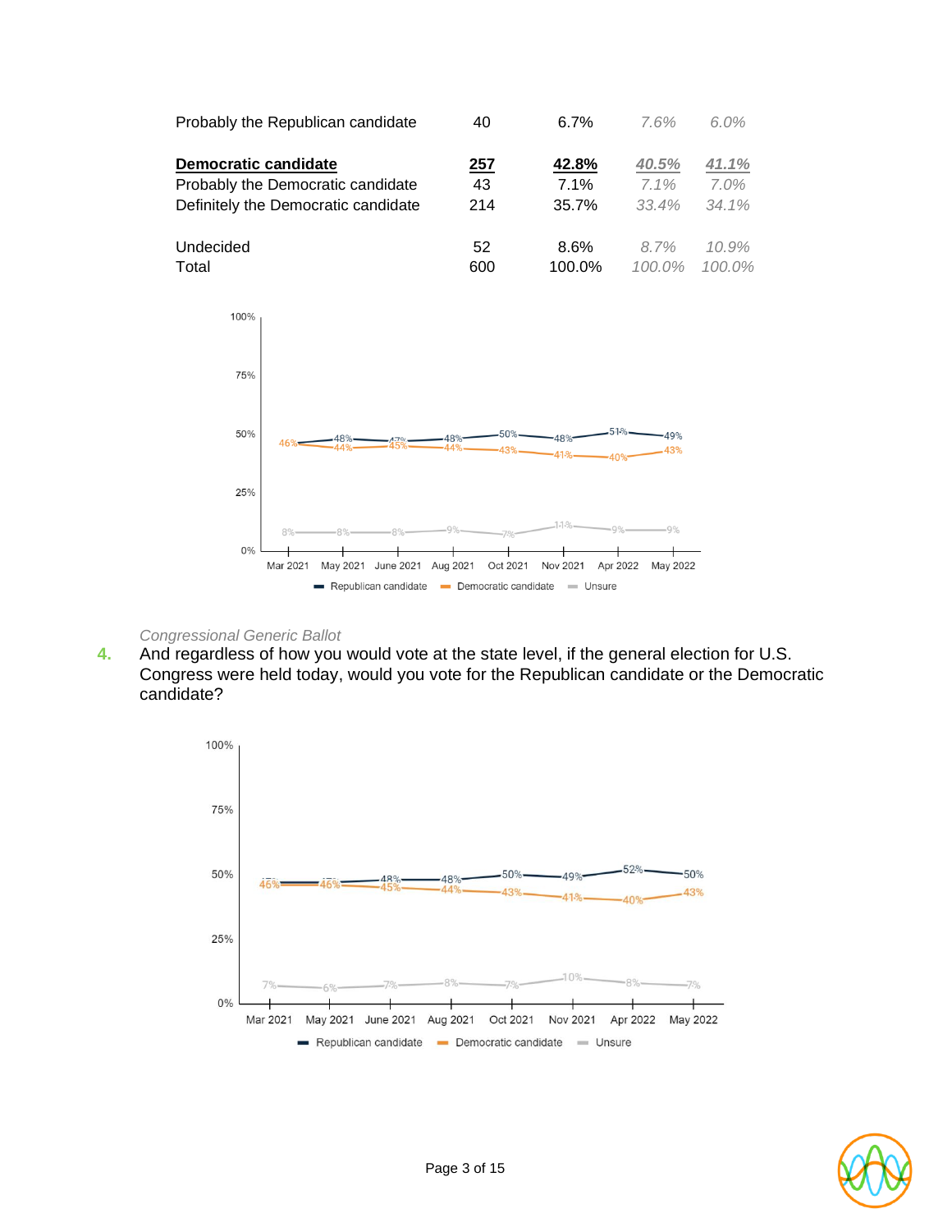| | | | | |
|---|---|---|---|---|
| Probably the Republican candidate | 40 | 6.7% | *7.6%* | *6.0%* |
| **Democratic candidate** | **257** | **42.8%** | ***40.5%*** | ***41.1%*** |
| Probably the Democratic candidate | 43 | 7.1% | *7.1%* | *7.0%* |
| Definitely the Democratic candidate | 214 | 35.7% | *33.4%* | *34.1%* |
| Undecided | 52 | 8.6% | *8.7%* | *10.9%* |
| Total | 600 | 100.0% | *100.0%* | *100.0%* |

| | Mar 2021 | May 2021 | June 2021 | Aug 2021 | Oct 2021 | Nov 2021 | Apr 2022 | May 2022 |
|---|---|---|---|---|---|---|---|---|
| Republican candidate | 46% | 48% | 47% | 48% | 50% | 48% | 51% | 49% |
| Democratic candidate | 46% | 44% | 45% | 44% | 43% | 41% | 40% | 43% |
| Unsure | 8% | 8% | 8% | 9% | 7% | 11% | 9% | 9% |

*Congressional Generic Ballot*

**4.** And regardless of how you would vote at the state level, if the general election for U.S. Congress were held today, would you vote for the Republican candidate or the Democratic candidate?

| | Mar 2021 | May 2021 | June 2021 | Aug 2021 | Oct 2021 | Nov 2021 | Apr 2022 | May 2022 |
|---|---|---|---|---|---|---|---|---|
| Republican candidate | 47% | 47% | 48% | 48% | 50% | 49% | 52% | 50% |
| Democratic candidate | 46% | 46% | 45% | 44% | 43% | 41% | 40% | 43% |
| Unsure | 7% | 6% | 7% | 8% | 7% | 10% | 8% | 7% |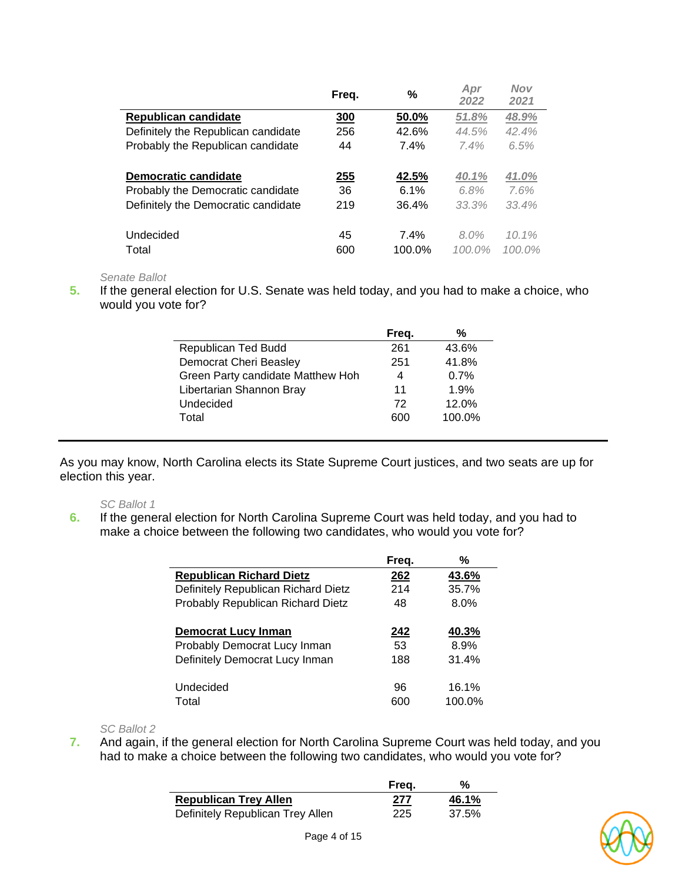| | Freq. | % | *Apr 2022* | *Nov 2021* |
|---|---|---|---|---|
| **Republican candidate** | **300** | **50.0%** | ***51.8%*** | ***48.9%*** |
| Definitely the Republican candidate | 256 | 42.6% | *44.5%* | *42.4%* |
| Probably the Republican candidate | 44 | 7.4% | *7.4%* | *6.5%* |
| **Democratic candidate** | **255** | **42.5%** | ***40.1%*** | ***41.0%*** |
| Probably the Democratic candidate | 36 | 6.1% | *6.8%* | *7.6%* |
| Definitely the Democratic candidate | 219 | 36.4% | *33.3%* | *33.4%* |
| Undecided | 45 | 7.4% | *8.0%* | *10.1%* |
| Total | 600 | 100.0% | *100.0%* | *100.0%* |

*Senate Ballot*

5. If the general election for U.S. Senate was held today, and you had to make a choice, who would you vote for?

| | Freq. | % |
|---|---|---|
| Republican Ted Budd | 261 | 43.6% |
| Democrat Cheri Beasley | 251 | 41.8% |
| Green Party candidate Matthew Hoh | 4 | 0.7% |
| Libertarian Shannon Bray | 11 | 1.9% |
| Undecided | 72 | 12.0% |
| Total | 600 | 100.0% |

---

As you may know, North Carolina elects its State Supreme Court justices, and two seats are up for election this year.

*SC Ballot 1*

6. If the general election for North Carolina Supreme Court was held today, and you had to make a choice between the following two candidates, who would you vote for?

| | Freq. | % |
|---|---|---|
| **Republican Richard Dietz** | **262** | **43.6%** |
| Definitely Republican Richard Dietz | 214 | 35.7% |
| Probably Republican Richard Dietz | 48 | 8.0% |
| **Democrat Lucy Inman** | **242** | **40.3%** |
| Probably Democrat Lucy Inman | 53 | 8.9% |
| Definitely Democrat Lucy Inman | 188 | 31.4% |
| Undecided | 96 | 16.1% |
| Total | 600 | 100.0% |

*SC Ballot 2*

7. And again, if the general election for North Carolina Supreme Court was held today, and you had to make a choice between the following two candidates, who would you vote for?

| | Freq. | % |
|---|---|---|
| **Republican Trey Allen** | **277** | **46.1%** |
| Definitely Republican Trey Allen | 225 | 37.5% |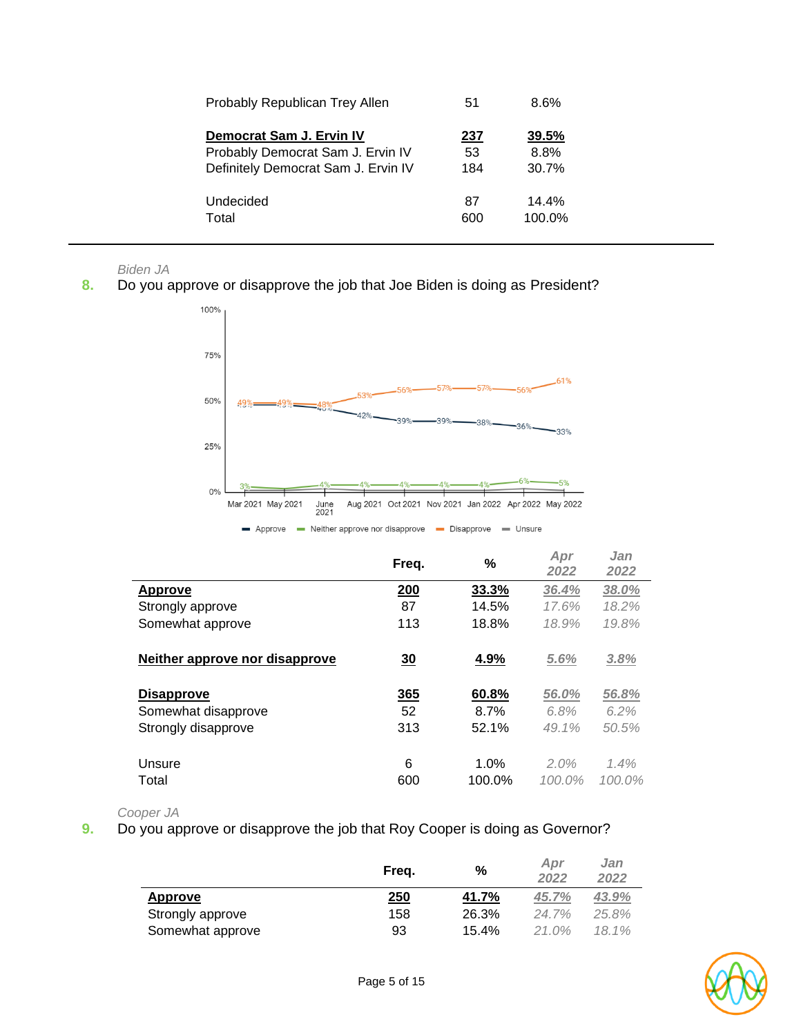| | | |
|---|---|---|
| Probably Republican Trey Allen | 51 | 8.6% |
| **Democrat Sam J. Ervin IV** | **237** | **39.5%** |
| Probably Democrat Sam J. Ervin IV | 53 | 8.8% |
| Definitely Democrat Sam J. Ervin IV | 184 | 30.7% |
| Undecided | 87 | 14.4% |
| Total | 600 | 100.0% |

*Biden JA*

**8.** Do you approve or disapprove the job that Joe Biden is doing as President?

| | Freq. | % | *Apr 2022* | *Jan 2022* |
|---|---|---|---|---|
| **Approve** | **200** | **33.3%** | *36.4%* | *38.0%* |
| Strongly approve | 87 | 14.5% | *17.6%* | *18.2%* |
| Somewhat approve | 113 | 18.8% | *18.9%* | *19.8%* |
| **Neither approve nor disapprove** | **30** | **4.9%** | *5.6%* | *3.8%* |
| **Disapprove** | **365** | **60.8%** | *56.0%* | *56.8%* |
| Somewhat disapprove | 52 | 8.7% | *6.8%* | *6.2%* |
| Strongly disapprove | 313 | 52.1% | *49.1%* | *50.5%* |
| Unsure | 6 | 1.0% | *2.0%* | *1.4%* |
| Total | 600 | 100.0% | *100.0%* | *100.0%* |

*Cooper JA*

**9.** Do you approve or disapprove the job that Roy Cooper is doing as Governor?

| | Freq. | % | *Apr 2022* | *Jan 2022* |
|---|---|---|---|---|
| **Approve** | **250** | **41.7%** | *45.7%* | *43.9%* |
| Strongly approve | 158 | 26.3% | *24.7%* | *25.8%* |
| Somewhat approve | 93 | 15.4% | *21.0%* | *18.1%* |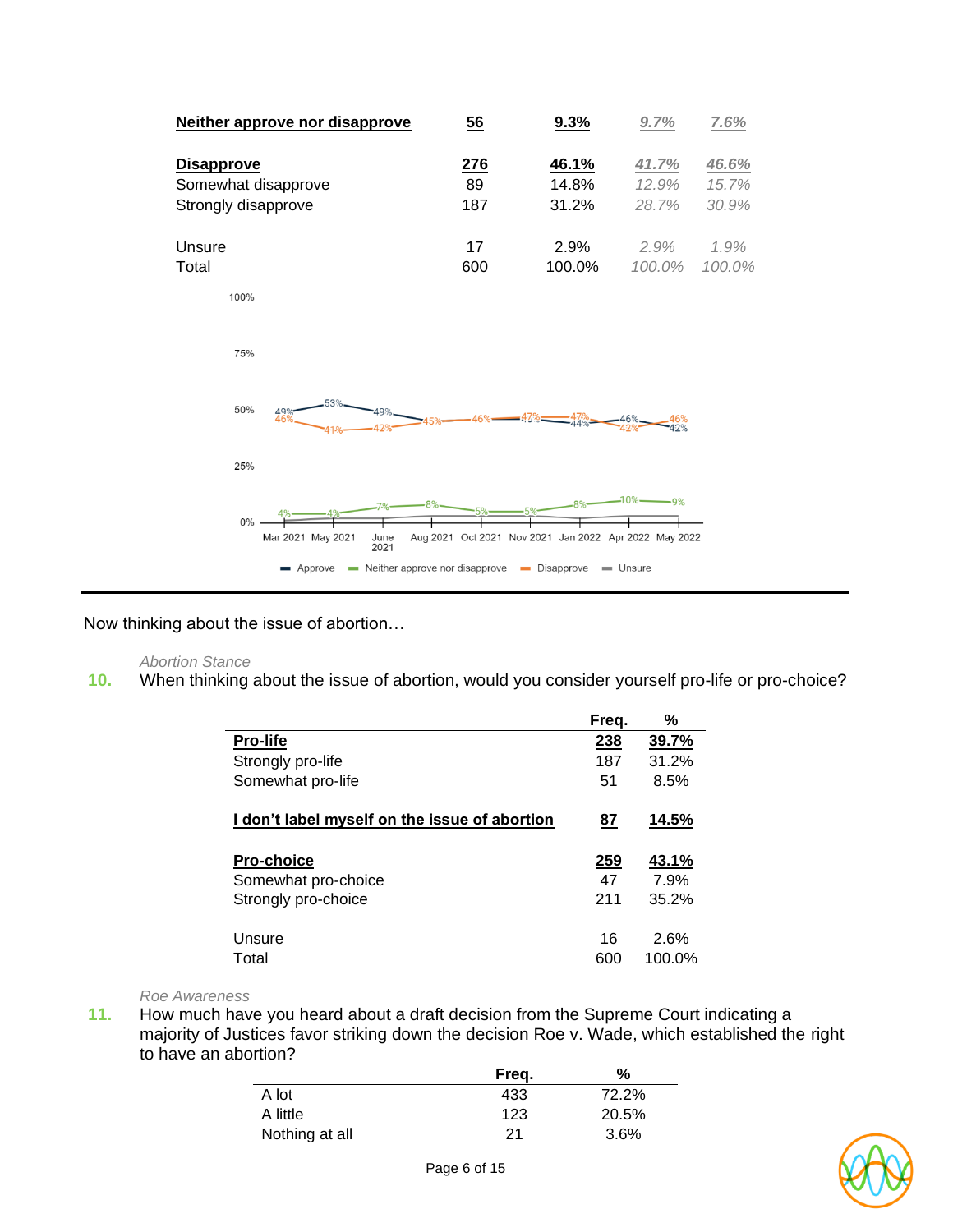| | | | | |
|---|---|---|---|---|
| **Neither approve nor disapprove** | **56** | **9.3%** | *9.7%* | *7.6%* |
| | | | | |
| **Disapprove** | **276** | **46.1%** | *41.7%* | *46.6%* |
| Somewhat disapprove | 89 | 14.8% | *12.9%* | *15.7%* |
| Strongly disapprove | 187 | 31.2% | *28.7%* | *30.9%* |
| | | | | |
| Unsure | 17 | 2.9% | *2.9%* | *1.9%* |
| Total | 600 | 100.0% | *100.0%* | *100.0%* |

| | Mar 2021 | May 2021 | June 2021 | Aug 2021 | Oct 2021 | Nov 2021 | Jan 2022 | Apr 2022 | May 2022 |
|---|---|---|---|---|---|---|---|---|---|
| Approve | 49% | 53% | 49% | 45% | 46% | 47% | 44% | 46% | 42% |
| Neither approve nor disapprove | 4% | 4% | 7% | 8% | 5% | 5% | 8% | 10% | 9% |
| Disapprove | 46% | 41% | 42% | 45% | 46% | 47% | 47% | 42% | 46% |

Now thinking about the issue of abortion…

*Abortion Stance*

**10.** When thinking about the issue of abortion, would you consider yourself pro-life or pro-choice?

| | Freq. | % |
|---|---|---|
| **Pro-life** | **238** | **39.7%** |
| Strongly pro-life | 187 | 31.2% |
| Somewhat pro-life | 51 | 8.5% |
| | | |
| **I don't label myself on the issue of abortion** | **87** | **14.5%** |
| | | |
| **Pro-choice** | **259** | **43.1%** |
| Somewhat pro-choice | 47 | 7.9% |
| Strongly pro-choice | 211 | 35.2% |
| | | |
| Unsure | 16 | 2.6% |
| Total | 600 | 100.0% |

*Roe Awareness*

**11.** How much have you heard about a draft decision from the Supreme Court indicating a majority of Justices favor striking down the decision Roe v. Wade, which established the right to have an abortion?

| | Freq. | % |
|---|---|---|
| A lot | 433 | 72.2% |
| A little | 123 | 20.5% |
| Nothing at all | 21 | 3.6% |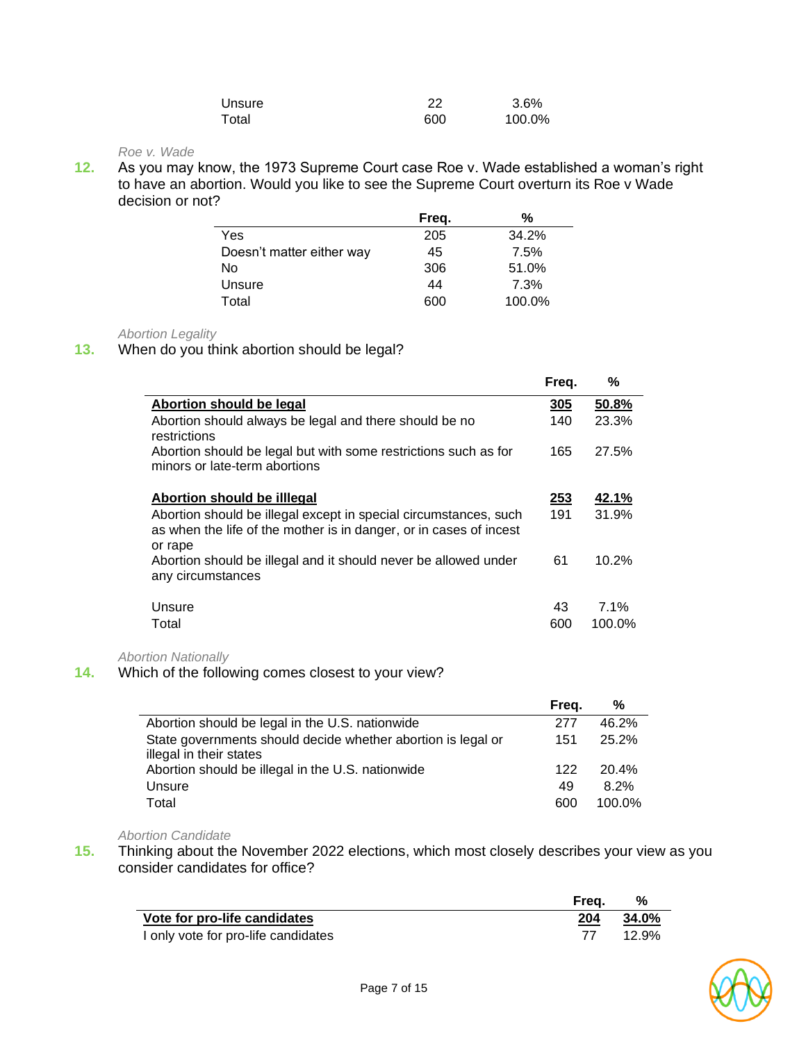| | Freq. | % |
|---|---|---|
| Unsure | 22 | 3.6% |
| Total | 600 | 100.0% |

*Roe v. Wade*

**12.** As you may know, the 1973 Supreme Court case Roe v. Wade established a woman's right to have an abortion. Would you like to see the Supreme Court overturn its Roe v Wade decision or not?

| | Freq. | % |
|---|---|---|
| Yes | 205 | 34.2% |
| Doesn't matter either way | 45 | 7.5% |
| No | 306 | 51.0% |
| Unsure | 44 | 7.3% |
| Total | 600 | 100.0% |

*Abortion Legality*

**13.** When do you think abortion should be legal?

| | Freq. | % |
|---|---|---|
| **Abortion should be legal** | **305** | **50.8%** |
| Abortion should always be legal and there should be no restrictions | 140 | 23.3% |
| Abortion should be legal but with some restrictions such as for minors or late-term abortions | 165 | 27.5% |
| **Abortion should be illlegal** | **253** | **42.1%** |
| Abortion should be illegal except in special circumstances, such as when the life of the mother is in danger, or in cases of incest or rape | 191 | 31.9% |
| Abortion should be illegal and it should never be allowed under any circumstances | 61 | 10.2% |
| Unsure | 43 | 7.1% |
| Total | 600 | 100.0% |

*Abortion Nationally*

**14.** Which of the following comes closest to your view?

| | Freq. | % |
|---|---|---|
| Abortion should be legal in the U.S. nationwide | 277 | 46.2% |
| State governments should decide whether abortion is legal or illegal in their states | 151 | 25.2% |
| Abortion should be illegal in the U.S. nationwide | 122 | 20.4% |
| Unsure | 49 | 8.2% |
| Total | 600 | 100.0% |

*Abortion Candidate*

**15.** Thinking about the November 2022 elections, which most closely describes your view as you consider candidates for office?

| | Freq. | % |
|---|---|---|
| **Vote for pro-life candidates** | **204** | **34.0%** |
| I only vote for pro-life candidates | 77 | 12.9% |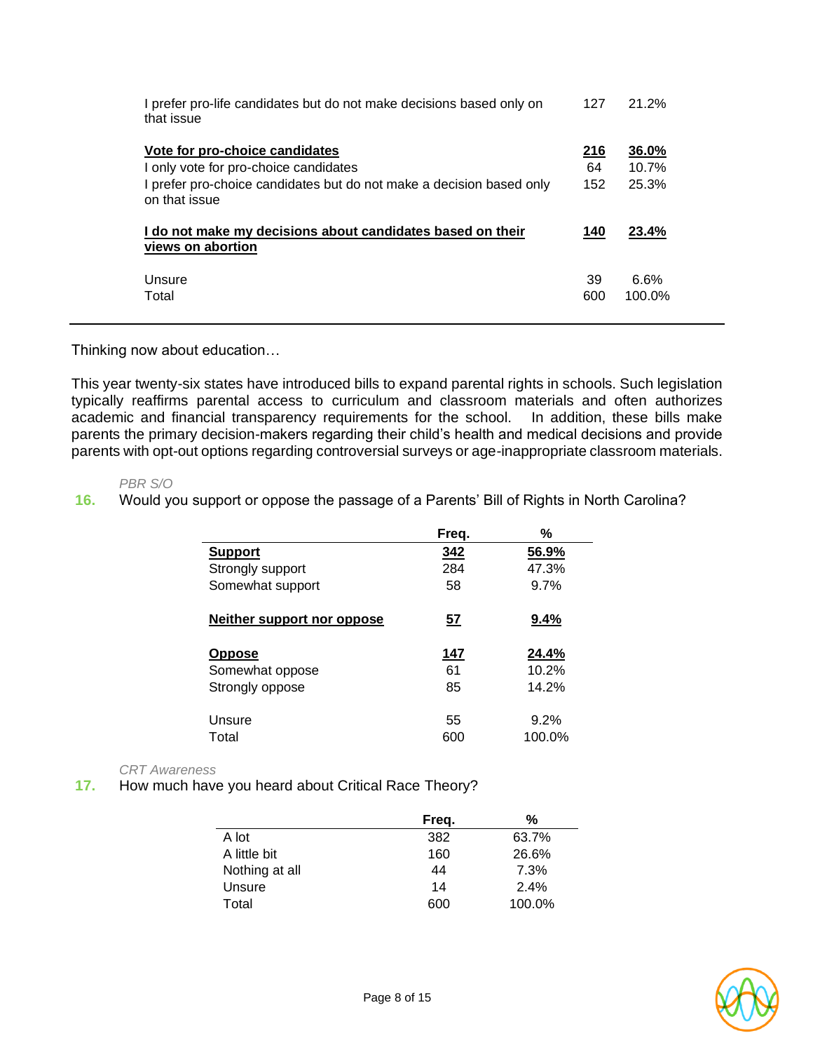| | | |
|---|---|---|
| I prefer pro-life candidates but do not make decisions based only on that issue | 127 | 21.2% |
| **Vote for pro-choice candidates** | **216** | **36.0%** |
| I only vote for pro-choice candidates | 64 | 10.7% |
| I prefer pro-choice candidates but do not make a decision based only on that issue | 152 | 25.3% |
| **I do not make my decisions about candidates based on their views on abortion** | **140** | **23.4%** |
| Unsure | 39 | 6.6% |
| Total | 600 | 100.0% |

Thinking now about education…

This year twenty-six states have introduced bills to expand parental rights in schools. Such legislation typically reaffirms parental access to curriculum and classroom materials and often authorizes academic and financial transparency requirements for the school. In addition, these bills make parents the primary decision-makers regarding their child's health and medical decisions and provide parents with opt-out options regarding controversial surveys or age-inappropriate classroom materials.

*PBR S/O*

**16.** Would you support or oppose the passage of a Parents' Bill of Rights in North Carolina?

| | Freq. | % |
|---|---|---|
| **Support** | **342** | **56.9%** |
| Strongly support | 284 | 47.3% |
| Somewhat support | 58 | 9.7% |
| **Neither support nor oppose** | **57** | **9.4%** |
| **Oppose** | **147** | **24.4%** |
| Somewhat oppose | 61 | 10.2% |
| Strongly oppose | 85 | 14.2% |
| Unsure | 55 | 9.2% |
| Total | 600 | 100.0% |

*CRT Awareness*

**17.** How much have you heard about Critical Race Theory?

| | Freq. | % |
|---|---|---|
| A lot | 382 | 63.7% |
| A little bit | 160 | 26.6% |
| Nothing at all | 44 | 7.3% |
| Unsure | 14 | 2.4% |
| Total | 600 | 100.0% |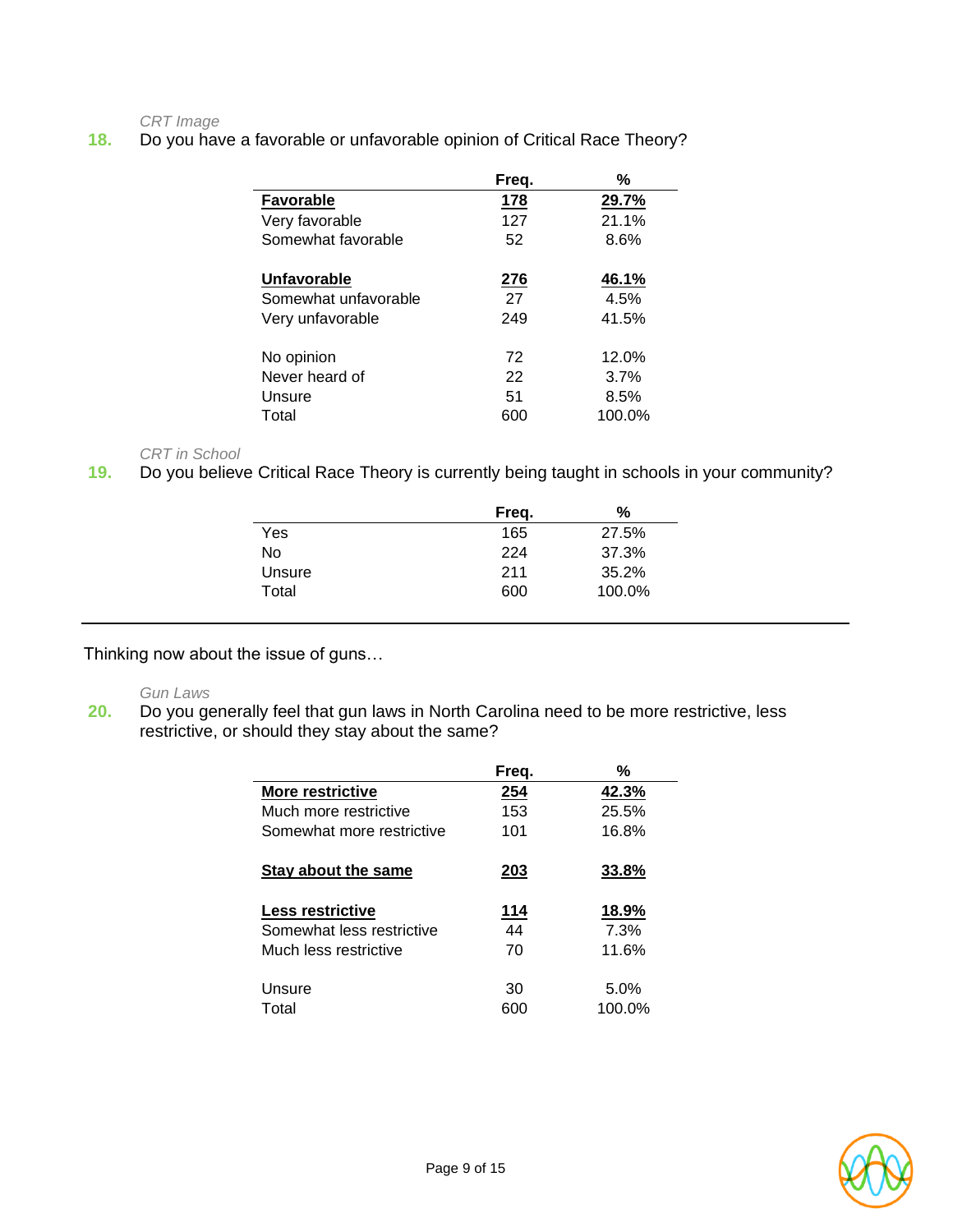*CRT Image*

**18.** Do you have a favorable or unfavorable opinion of Critical Race Theory?

| | Freq. | % |
|---|---|---|
| **Favorable** | **178** | **29.7%** |
| Very favorable | 127 | 21.1% |
| Somewhat favorable | 52 | 8.6% |
| **Unfavorable** | **276** | **46.1%** |
| Somewhat unfavorable | 27 | 4.5% |
| Very unfavorable | 249 | 41.5% |
| No opinion | 72 | 12.0% |
| Never heard of | 22 | 3.7% |
| Unsure | 51 | 8.5% |
| Total | 600 | 100.0% |

*CRT in School*

**19.** Do you believe Critical Race Theory is currently being taught in schools in your community?

| | Freq. | % |
|---|---|---|
| Yes | 165 | 27.5% |
| No | 224 | 37.3% |
| Unsure | 211 | 35.2% |
| Total | 600 | 100.0% |

---

Thinking now about the issue of guns…

*Gun Laws*

**20.** Do you generally feel that gun laws in North Carolina need to be more restrictive, less restrictive, or should they stay about the same?

| | Freq. | % |
|---|---|---|
| **More restrictive** | **254** | **42.3%** |
| Much more restrictive | 153 | 25.5% |
| Somewhat more restrictive | 101 | 16.8% |
| **Stay about the same** | **203** | **33.8%** |
| **Less restrictive** | **114** | **18.9%** |
| Somewhat less restrictive | 44 | 7.3% |
| Much less restrictive | 70 | 11.6% |
| Unsure | 30 | 5.0% |
| Total | 600 | 100.0% |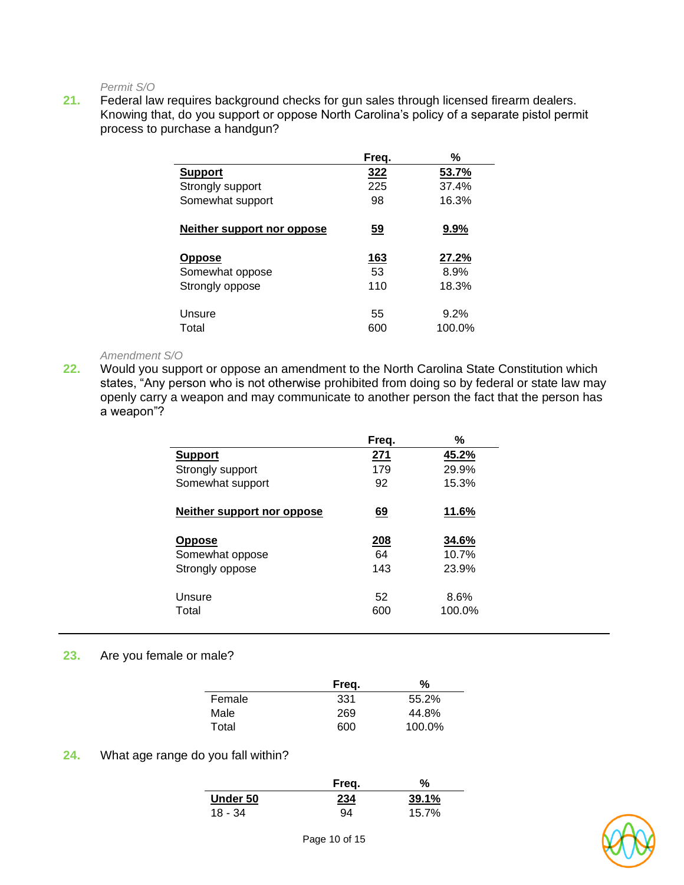*Permit S/O*

**21.** Federal law requires background checks for gun sales through licensed firearm dealers. Knowing that, do you support or oppose North Carolina's policy of a separate pistol permit process to purchase a handgun?

| | Freq. | % |
|---|---|---|
| **Support** | **322** | **53.7%** |
| Strongly support | 225 | 37.4% |
| Somewhat support | 98 | 16.3% |
| **Neither support nor oppose** | **59** | **9.9%** |
| **Oppose** | **163** | **27.2%** |
| Somewhat oppose | 53 | 8.9% |
| Strongly oppose | 110 | 18.3% |
| Unsure | 55 | 9.2% |
| Total | 600 | 100.0% |

*Amendment S/O*

**22.** Would you support or oppose an amendment to the North Carolina State Constitution which states, "Any person who is not otherwise prohibited from doing so by federal or state law may openly carry a weapon and may communicate to another person the fact that the person has a weapon"?

| | Freq. | % |
|---|---|---|
| **Support** | **271** | **45.2%** |
| Strongly support | 179 | 29.9% |
| Somewhat support | 92 | 15.3% |
| **Neither support nor oppose** | **69** | **11.6%** |
| **Oppose** | **208** | **34.6%** |
| Somewhat oppose | 64 | 10.7% |
| Strongly oppose | 143 | 23.9% |
| Unsure | 52 | 8.6% |
| Total | 600 | 100.0% |

---

**23.** Are you female or male?

| | Freq. | % |
|---|---|---|
| Female | 331 | 55.2% |
| Male | 269 | 44.8% |
| Total | 600 | 100.0% |

**24.** What age range do you fall within?

| | Freq. | % |
|---|---|---|
| **Under 50** | **234** | **39.1%** |
| 18 - 34 | 94 | 15.7% |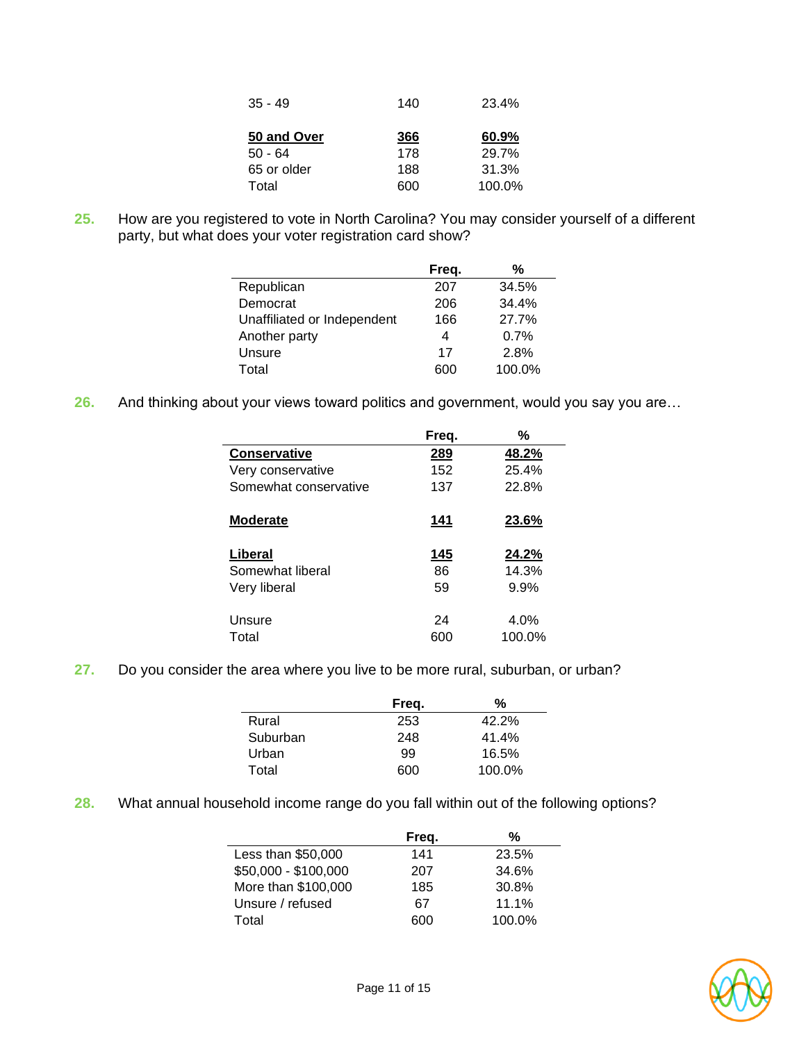| | | |
|---|---|---|
| 35 - 49 | 140 | 23.4% |
| **50 and Over** | **366** | **60.9%** |
| 50 - 64 | 178 | 29.7% |
| 65 or older | 188 | 31.3% |
| Total | 600 | 100.0% |

**25.** How are you registered to vote in North Carolina? You may consider yourself of a different party, but what does your voter registration card show?

| | Freq. | % |
|---|---|---|
| Republican | 207 | 34.5% |
| Democrat | 206 | 34.4% |
| Unaffiliated or Independent | 166 | 27.7% |
| Another party | 4 | 0.7% |
| Unsure | 17 | 2.8% |
| Total | 600 | 100.0% |

**26.** And thinking about your views toward politics and government, would you say you are…

| | Freq. | % |
|---|---|---|
| **Conservative** | **289** | **48.2%** |
| Very conservative | 152 | 25.4% |
| Somewhat conservative | 137 | 22.8% |
| **Moderate** | **141** | **23.6%** |
| **Liberal** | **145** | **24.2%** |
| Somewhat liberal | 86 | 14.3% |
| Very liberal | 59 | 9.9% |
| Unsure | 24 | 4.0% |
| Total | 600 | 100.0% |

**27.** Do you consider the area where you live to be more rural, suburban, or urban?

| | Freq. | % |
|---|---|---|
| Rural | 253 | 42.2% |
| Suburban | 248 | 41.4% |
| Urban | 99 | 16.5% |
| Total | 600 | 100.0% |

**28.** What annual household income range do you fall within out of the following options?

| | Freq. | % |
|---|---|---|
| Less than $50,000 | 141 | 23.5% |
| $50,000 - $100,000 | 207 | 34.6% |
| More than $100,000 | 185 | 30.8% |
| Unsure / refused | 67 | 11.1% |
| Total | 600 | 100.0% |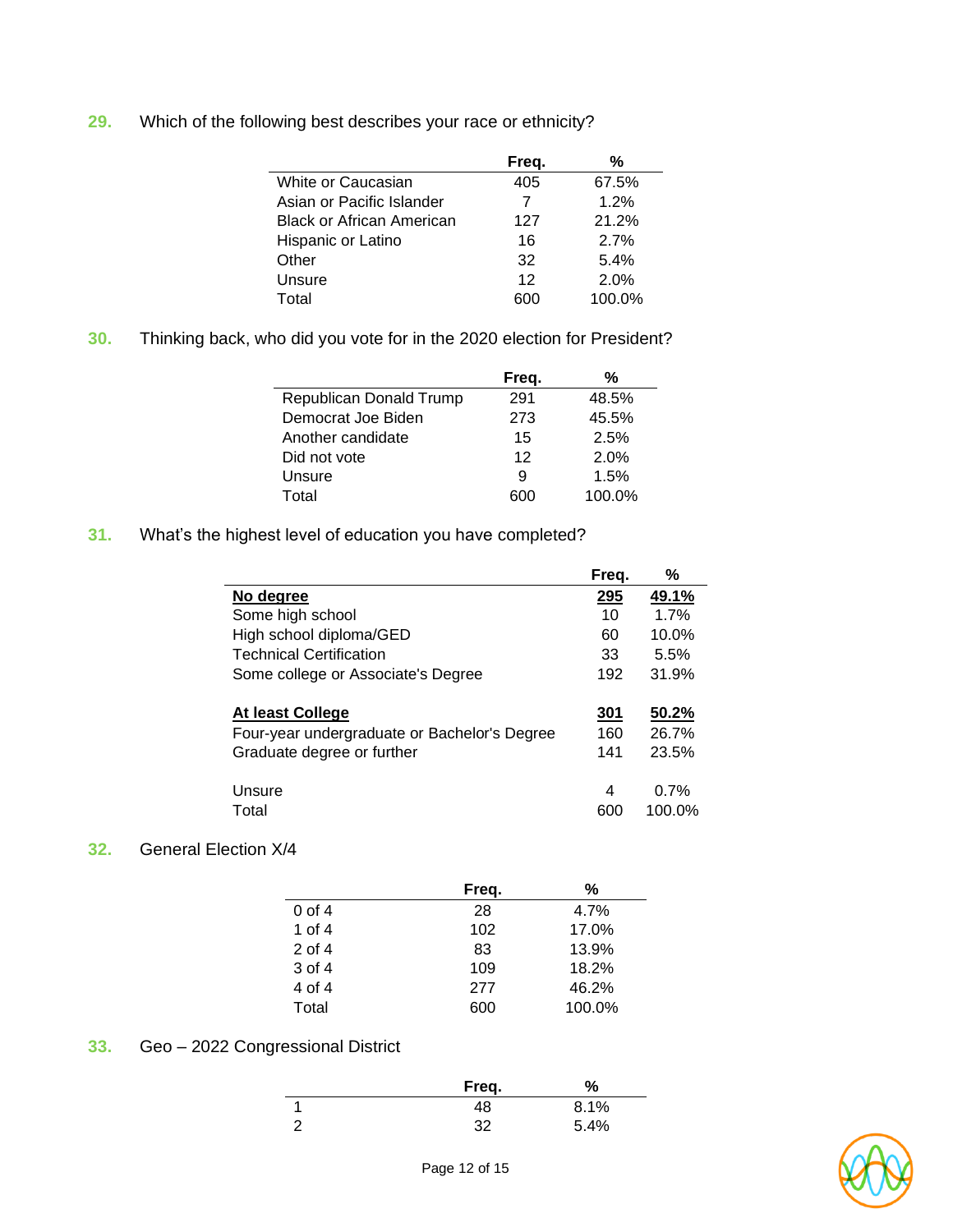**29.** Which of the following best describes your race or ethnicity?

| | Freq. | % |
|---|---|---|
| White or Caucasian | 405 | 67.5% |
| Asian or Pacific Islander | 7 | 1.2% |
| Black or African American | 127 | 21.2% |
| Hispanic or Latino | 16 | 2.7% |
| Other | 32 | 5.4% |
| Unsure | 12 | 2.0% |
| Total | 600 | 100.0% |

**30.** Thinking back, who did you vote for in the 2020 election for President?

| | Freq. | % |
|---|---|---|
| Republican Donald Trump | 291 | 48.5% |
| Democrat Joe Biden | 273 | 45.5% |
| Another candidate | 15 | 2.5% |
| Did not vote | 12 | 2.0% |
| Unsure | 9 | 1.5% |
| Total | 600 | 100.0% |

**31.** What's the highest level of education you have completed?

| | Freq. | % |
|---|---|---|
| **No degree** | **295** | **49.1%** |
| Some high school | 10 | 1.7% |
| High school diploma/GED | 60 | 10.0% |
| Technical Certification | 33 | 5.5% |
| Some college or Associate's Degree | 192 | 31.9% |
| **At least College** | **301** | **50.2%** |
| Four-year undergraduate or Bachelor's Degree | 160 | 26.7% |
| Graduate degree or further | 141 | 23.5% |
| Unsure | 4 | 0.7% |
| Total | 600 | 100.0% |

**32.** General Election X/4

| | Freq. | % |
|---|---|---|
| 0 of 4 | 28 | 4.7% |
| 1 of 4 | 102 | 17.0% |
| 2 of 4 | 83 | 13.9% |
| 3 of 4 | 109 | 18.2% |
| 4 of 4 | 277 | 46.2% |
| Total | 600 | 100.0% |

**33.** Geo – 2022 Congressional District

| | Freq. | % |
|---|---|---|
| 1 | 48 | 8.1% |
| 2 | 32 | 5.4% |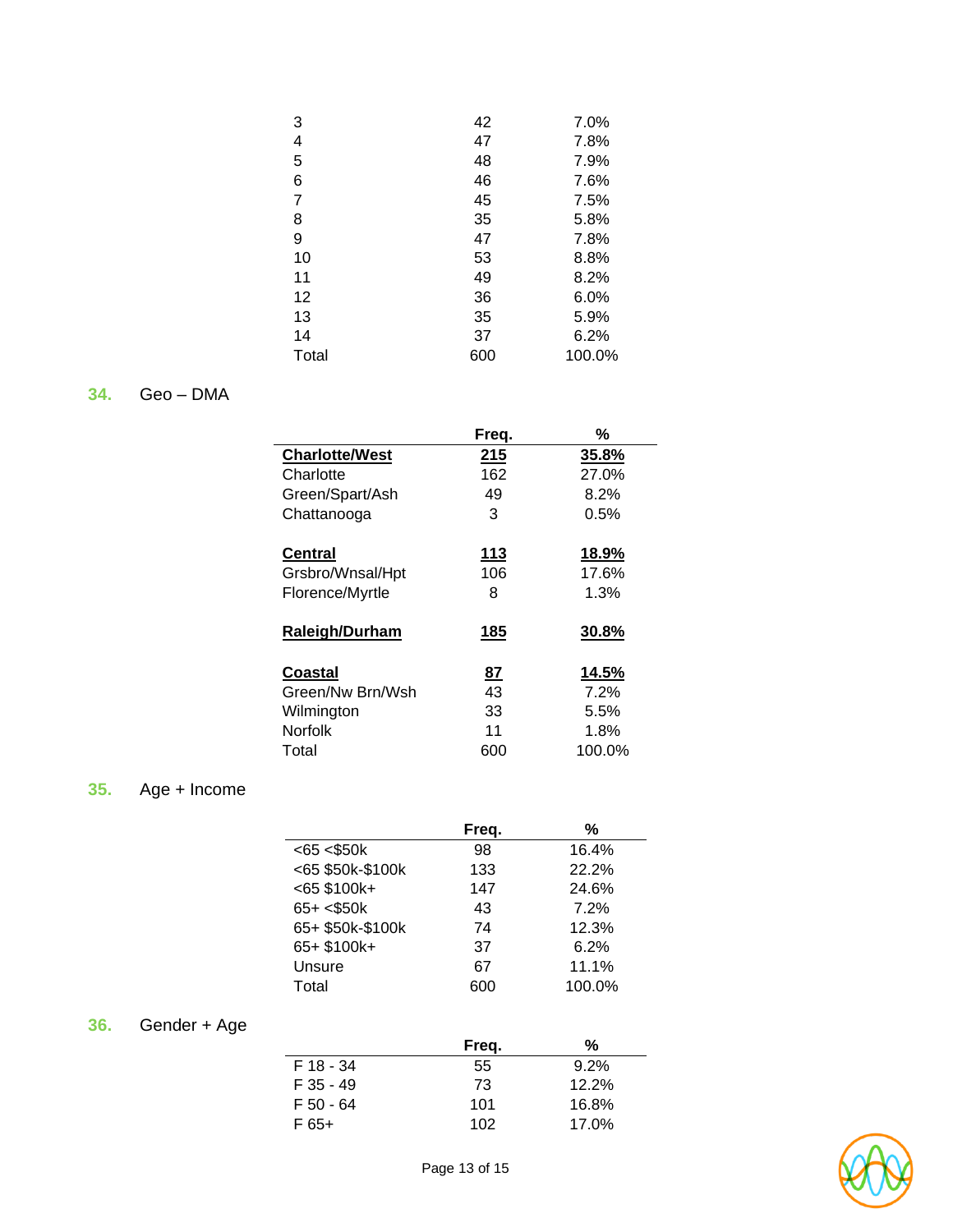| | | |
|---|---|---|
| 3 | 42 | 7.0% |
| 4 | 47 | 7.8% |
| 5 | 48 | 7.9% |
| 6 | 46 | 7.6% |
| 7 | 45 | 7.5% |
| 8 | 35 | 5.8% |
| 9 | 47 | 7.8% |
| 10 | 53 | 8.8% |
| 11 | 49 | 8.2% |
| 12 | 36 | 6.0% |
| 13 | 35 | 5.9% |
| 14 | 37 | 6.2% |
| Total | 600 | 100.0% |

**34.** Geo – DMA

| | Freq. | % |
|---|---|---|
| **Charlotte/West** | **215** | **35.8%** |
| Charlotte | 162 | 27.0% |
| Green/Spart/Ash | 49 | 8.2% |
| Chattanooga | 3 | 0.5% |
| **Central** | **113** | **18.9%** |
| Grsbro/Wnsal/Hpt | 106 | 17.6% |
| Florence/Myrtle | 8 | 1.3% |
| **Raleigh/Durham** | **185** | **30.8%** |
| **Coastal** | **87** | **14.5%** |
| Green/Nw Brn/Wsh | 43 | 7.2% |
| Wilmington | 33 | 5.5% |
| Norfolk | 11 | 1.8% |
| Total | 600 | 100.0% |

**35.** Age + Income

| | Freq. | % |
|---|---|---|
| <65 <$50k | 98 | 16.4% |
| <65 $50k-$100k | 133 | 22.2% |
| <65 $100k+ | 147 | 24.6% |
| 65+ <$50k | 43 | 7.2% |
| 65+ $50k-$100k | 74 | 12.3% |
| 65+ $100k+ | 37 | 6.2% |
| Unsure | 67 | 11.1% |
| Total | 600 | 100.0% |

**36.** Gender + Age

| | Freq. | % |
|---|---|---|
| F 18 - 34 | 55 | 9.2% |
| F 35 - 49 | 73 | 12.2% |
| F 50 - 64 | 101 | 16.8% |
| F 65+ | 102 | 17.0% |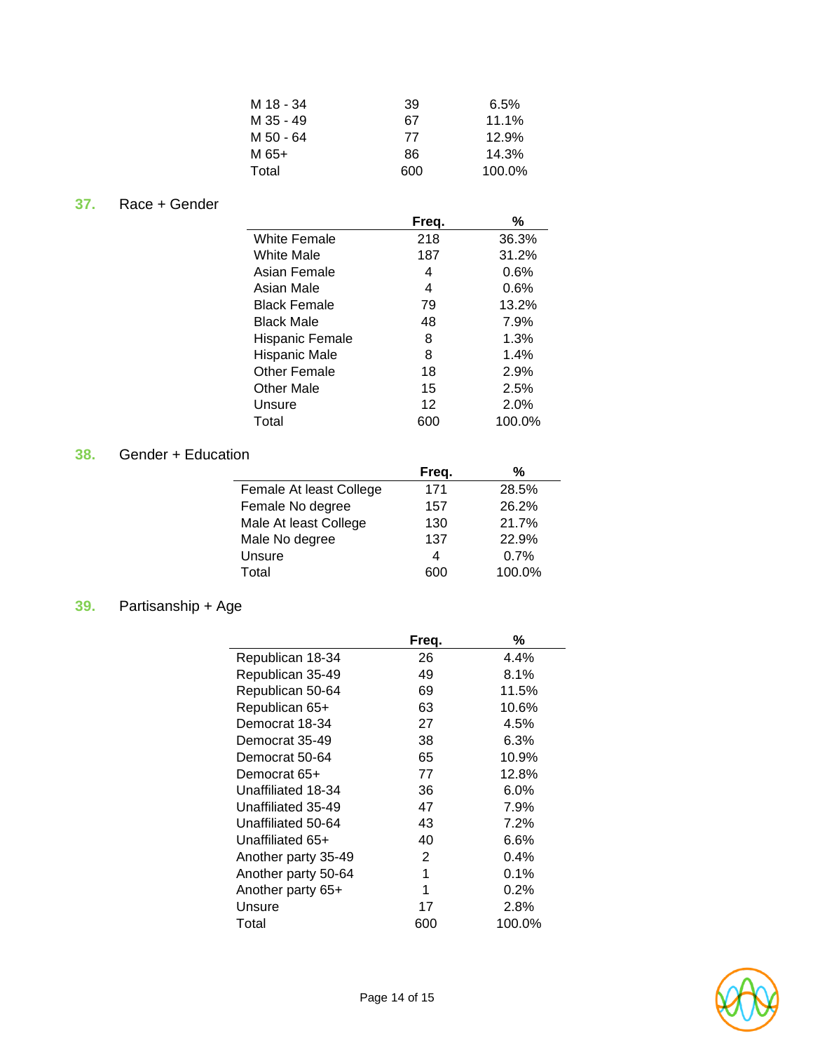| | | |
|---|---|---|
| M 18 - 34 | 39 | 6.5% |
| M 35 - 49 | 67 | 11.1% |
| M 50 - 64 | 77 | 12.9% |
| M 65+ | 86 | 14.3% |
| Total | 600 | 100.0% |

## 37. Race + Gender

| | Freq. | % |
|---|---|---|
| White Female | 218 | 36.3% |
| White Male | 187 | 31.2% |
| Asian Female | 4 | 0.6% |
| Asian Male | 4 | 0.6% |
| Black Female | 79 | 13.2% |
| Black Male | 48 | 7.9% |
| Hispanic Female | 8 | 1.3% |
| Hispanic Male | 8 | 1.4% |
| Other Female | 18 | 2.9% |
| Other Male | 15 | 2.5% |
| Unsure | 12 | 2.0% |
| Total | 600 | 100.0% |

## 38. Gender + Education

| | Freq. | % |
|---|---|---|
| Female At least College | 171 | 28.5% |
| Female No degree | 157 | 26.2% |
| Male At least College | 130 | 21.7% |
| Male No degree | 137 | 22.9% |
| Unsure | 4 | 0.7% |
| Total | 600 | 100.0% |

## 39. Partisanship + Age

| | Freq. | % |
|---|---|---|
| Republican 18-34 | 26 | 4.4% |
| Republican 35-49 | 49 | 8.1% |
| Republican 50-64 | 69 | 11.5% |
| Republican 65+ | 63 | 10.6% |
| Democrat 18-34 | 27 | 4.5% |
| Democrat 35-49 | 38 | 6.3% |
| Democrat 50-64 | 65 | 10.9% |
| Democrat 65+ | 77 | 12.8% |
| Unaffiliated 18-34 | 36 | 6.0% |
| Unaffiliated 35-49 | 47 | 7.9% |
| Unaffiliated 50-64 | 43 | 7.2% |
| Unaffiliated 65+ | 40 | 6.6% |
| Another party 35-49 | 2 | 0.4% |
| Another party 50-64 | 1 | 0.1% |
| Another party 65+ | 1 | 0.2% |
| Unsure | 17 | 2.8% |
| Total | 600 | 100.0% |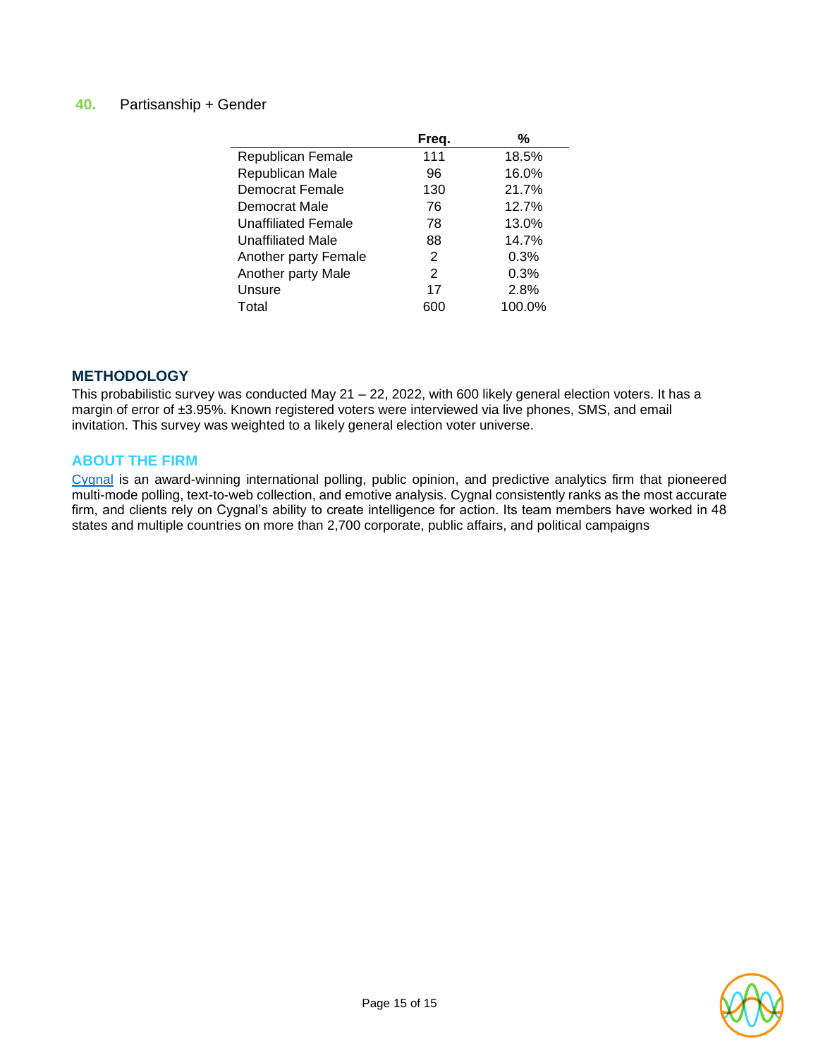### 40. Partisanship + Gender

| | Freq. | % |
|---|---|---|
| Republican Female | 111 | 18.5% |
| Republican Male | 96 | 16.0% |
| Democrat Female | 130 | 21.7% |
| Democrat Male | 76 | 12.7% |
| Unaffiliated Female | 78 | 13.0% |
| Unaffiliated Male | 88 | 14.7% |
| Another party Female | 2 | 0.3% |
| Another party Male | 2 | 0.3% |
| Unsure | 17 | 2.8% |
| Total | 600 | 100.0% |

## METHODOLOGY

This probabilistic survey was conducted May 21 – 22, 2022, with 600 likely general election voters. It has a margin of error of ±3.95%. Known registered voters were interviewed via live phones, SMS, and email invitation. This survey was weighted to a likely general election voter universe.

## ABOUT THE FIRM

Cygnal is an award-winning international polling, public opinion, and predictive analytics firm that pioneered multi-mode polling, text-to-web collection, and emotive analysis. Cygnal consistently ranks as the most accurate firm, and clients rely on Cygnal's ability to create intelligence for action. Its team members have worked in 48 states and multiple countries on more than 2,700 corporate, public affairs, and political campaigns